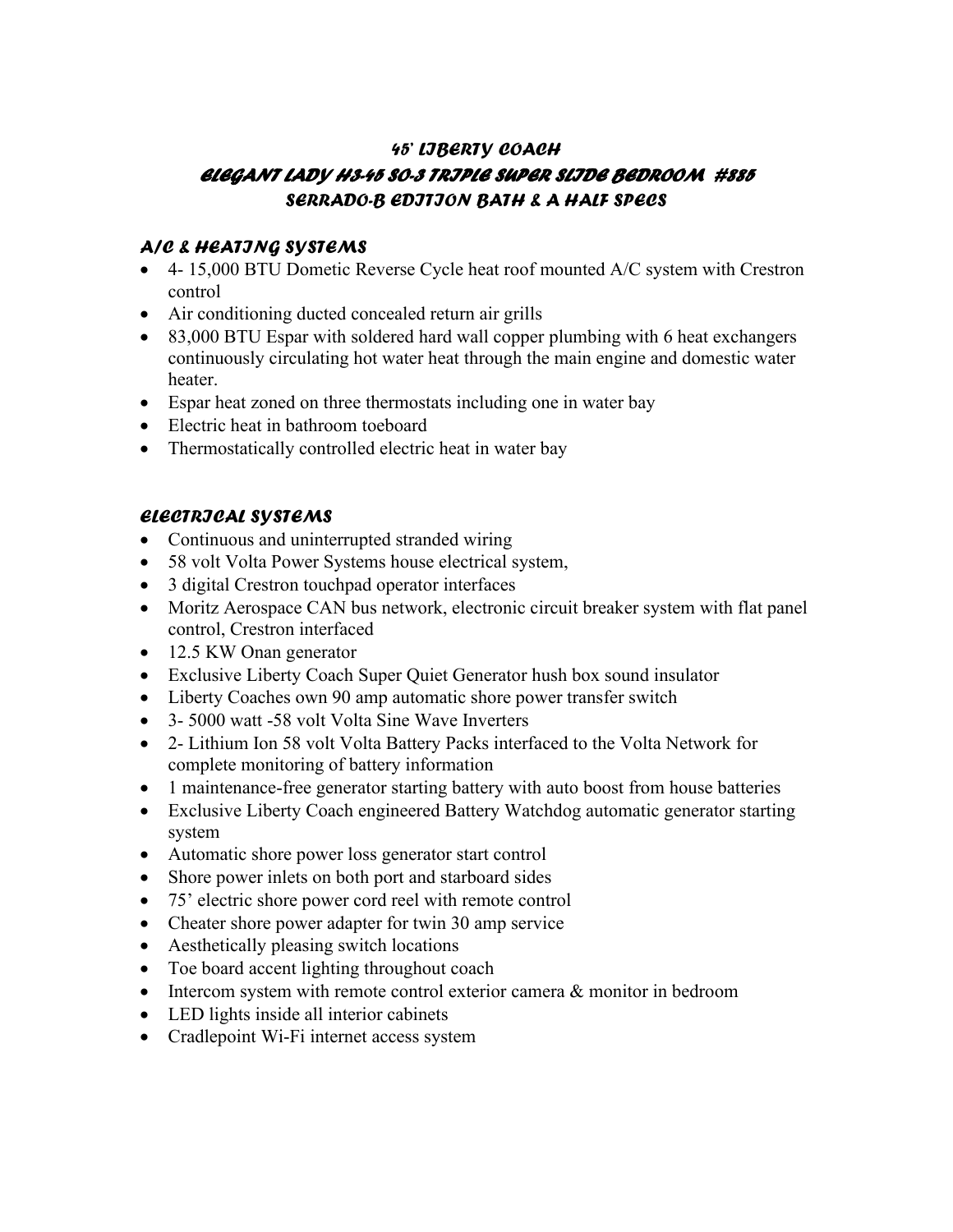# 45' LIBERTY COACH

# ELEGANT LADY H3-45 SO-3 TRIPLE SUPER SLIDE BEDROOM #885

# SERRADO-B EDITION BATH & A HALF SPECS

## A/C & HEATING SYSTEMS

- 4- 15,000 BTU Dometic Reverse Cycle heat roof mounted A/C system with Crestron control
- Air conditioning ducted concealed return air grills
- 83,000 BTU Espar with soldered hard wall copper plumbing with 6 heat exchangers continuously circulating hot water heat through the main engine and domestic water heater.
- Espar heat zoned on three thermostats including one in water bay
- Electric heat in bathroom toeboard
- Thermostatically controlled electric heat in water bay

## ELECTRICAL SYSTEMS

- Continuous and uninterrupted stranded wiring
- 58 volt Volta Power Systems house electrical system,
- 3 digital Crestron touchpad operator interfaces
- Moritz Aerospace CAN bus network, electronic circuit breaker system with flat panel control, Crestron interfaced
- 12.5 KW Onan generator
- Exclusive Liberty Coach Super Quiet Generator hush box sound insulator
- Liberty Coaches own 90 amp automatic shore power transfer switch
- 3- 5000 watt -58 volt Volta Sine Wave Inverters
- 2- Lithium Ion 58 volt Volta Battery Packs interfaced to the Volta Network for complete monitoring of battery information
- 1 maintenance-free generator starting battery with auto boost from house batteries
- Exclusive Liberty Coach engineered Battery Watchdog automatic generator starting system
- Automatic shore power loss generator start control
- Shore power inlets on both port and starboard sides
- 75' electric shore power cord reel with remote control
- Cheater shore power adapter for twin 30 amp service
- Aesthetically pleasing switch locations
- Toe board accent lighting throughout coach
- Intercom system with remote control exterior camera & monitor in bedroom
- LED lights inside all interior cabinets
- Cradlepoint Wi-Fi internet access system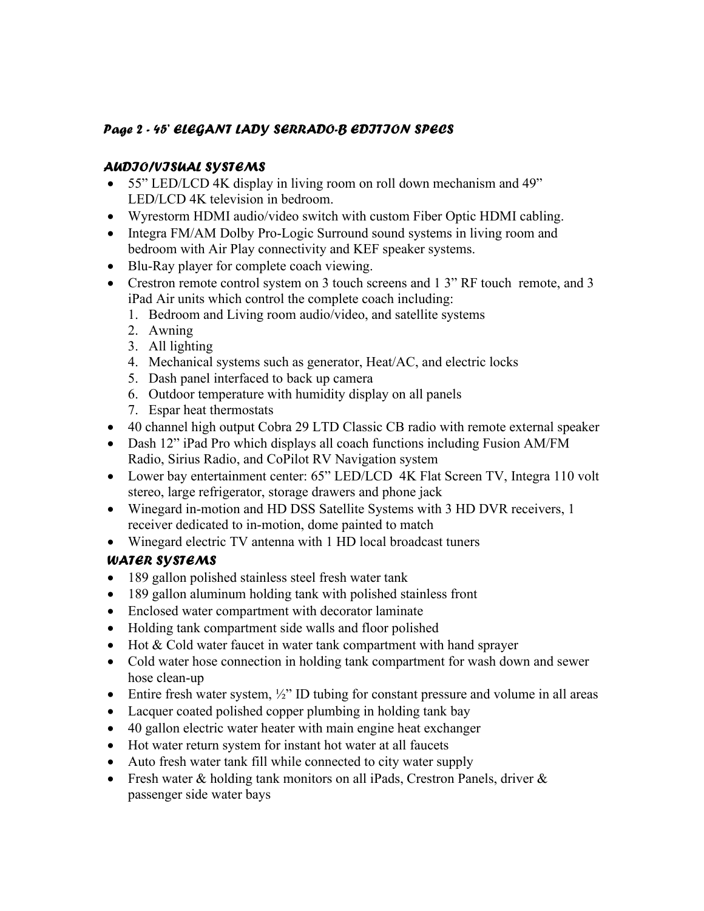## *Page 2 - 45' ELEGANT LADY SERRADO-B EDITION SPECS*

### *AUDIO/VISUAL SYSTEMS*

- 55" LED/LCD 4K display in living room on roll down mechanism and 49" LED/LCD 4K television in bedroom.
- Wyrestorm HDMI audio/video switch with custom Fiber Optic HDMI cabling.
- Integra FM/AM Dolby Pro-Logic Surround sound systems in living room and bedroom with Air Play connectivity and KEF speaker systems.
- Blu-Ray player for complete coach viewing.
- Crestron remote control system on 3 touch screens and 1 3" RF touch remote, and 3 iPad Air units which control the complete coach including:
  1. Bedroom and Living room audio/video, and satellite systems
  2. Awning
  3. All lighting
  4. Mechanical systems such as generator, Heat/AC, and electric locks
  5. Dash panel interfaced to back up camera
  6. Outdoor temperature with humidity display on all panels
  7. Espar heat thermostats
- 40 channel high output Cobra 29 LTD Classic CB radio with remote external speaker
- Dash 12" iPad Pro which displays all coach functions including Fusion AM/FM Radio, Sirius Radio, and CoPilot RV Navigation system
- Lower bay entertainment center: 65" LED/LCD 4K Flat Screen TV, Integra 110 volt stereo, large refrigerator, storage drawers and phone jack
- Winegard in-motion and HD DSS Satellite Systems with 3 HD DVR receivers, 1 receiver dedicated to in-motion, dome painted to match
- Winegard electric TV antenna with 1 HD local broadcast tuners

### *WATER SYSTEMS*

- 189 gallon polished stainless steel fresh water tank
- 189 gallon aluminum holding tank with polished stainless front
- Enclosed water compartment with decorator laminate
- Holding tank compartment side walls and floor polished
- Hot & Cold water faucet in water tank compartment with hand sprayer
- Cold water hose connection in holding tank compartment for wash down and sewer hose clean-up
- Entire fresh water system, ½" ID tubing for constant pressure and volume in all areas
- Lacquer coated polished copper plumbing in holding tank bay
- 40 gallon electric water heater with main engine heat exchanger
- Hot water return system for instant hot water at all faucets
- Auto fresh water tank fill while connected to city water supply
- Fresh water & holding tank monitors on all iPads, Crestron Panels, driver & passenger side water bays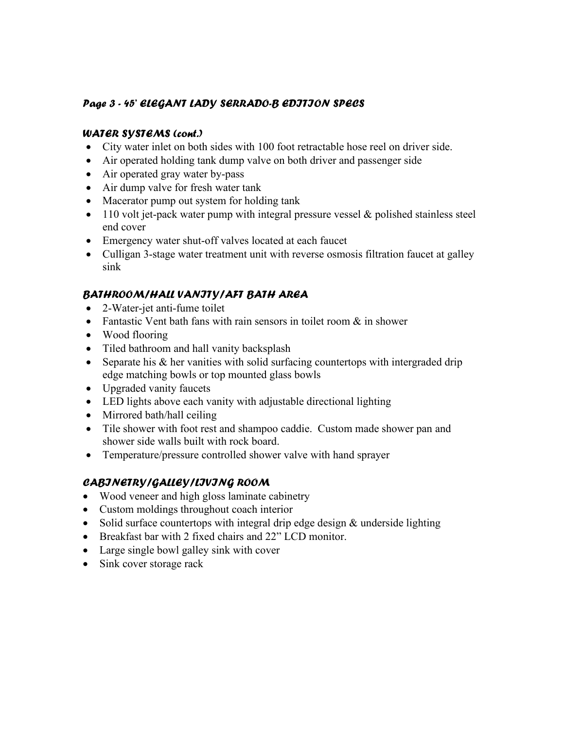## *Page 3 - 45' ELEGANT LADY SERRADO-B EDITION SPECS*

### *WATER SYSTEMS (cont.)*

- City water inlet on both sides with 100 foot retractable hose reel on driver side.
- Air operated holding tank dump valve on both driver and passenger side
- Air operated gray water by-pass
- Air dump valve for fresh water tank
- Macerator pump out system for holding tank
- 110 volt jet-pack water pump with integral pressure vessel & polished stainless steel end cover
- Emergency water shut-off valves located at each faucet
- Culligan 3-stage water treatment unit with reverse osmosis filtration faucet at galley sink

### *BATHROOM/HALL VANITY/AFT BATH AREA*

- 2-Water-jet anti-fume toilet
- Fantastic Vent bath fans with rain sensors in toilet room & in shower
- Wood flooring
- Tiled bathroom and hall vanity backsplash
- Separate his & her vanities with solid surfacing countertops with intergraded drip edge matching bowls or top mounted glass bowls
- Upgraded vanity faucets
- LED lights above each vanity with adjustable directional lighting
- Mirrored bath/hall ceiling
- Tile shower with foot rest and shampoo caddie. Custom made shower pan and shower side walls built with rock board.
- Temperature/pressure controlled shower valve with hand sprayer

### *CABINETRY/GALLEY/LIVING ROOM*

- Wood veneer and high gloss laminate cabinetry
- Custom moldings throughout coach interior
- Solid surface countertops with integral drip edge design & underside lighting
- Breakfast bar with 2 fixed chairs and 22" LCD monitor.
- Large single bowl galley sink with cover
- Sink cover storage rack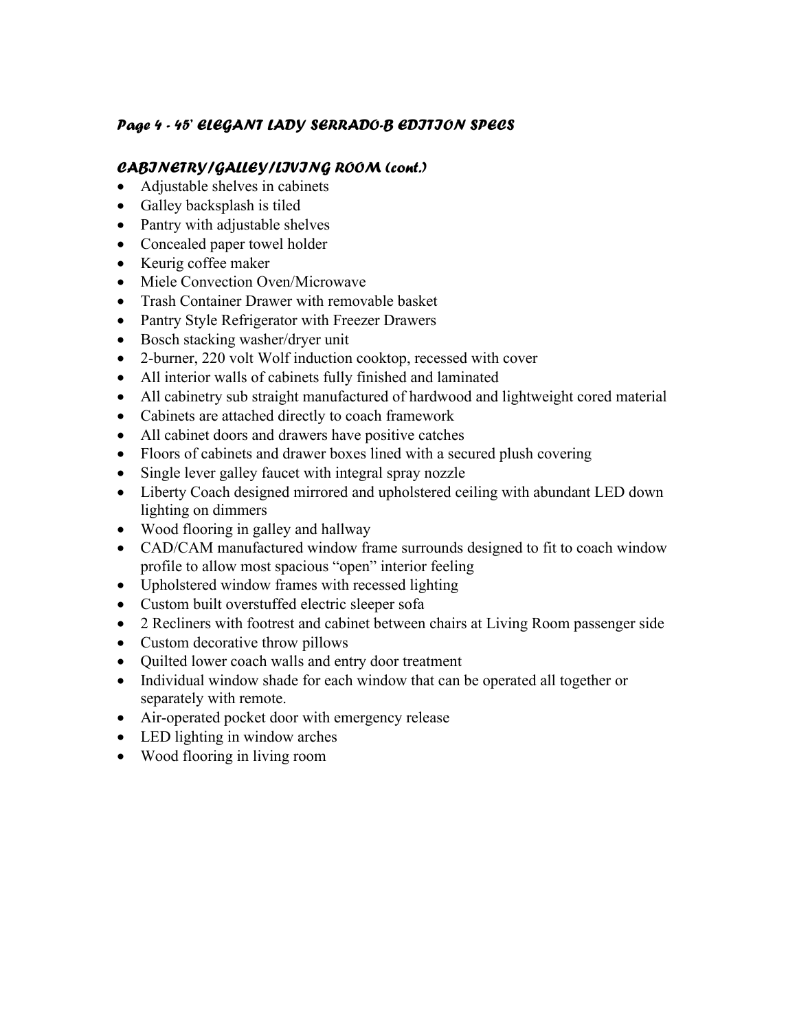### *Page 4 - 45' ELEGANT LADY SERRADO-B EDITION SPECS*

### *CABINETRY/GALLEY/LIVING ROOM (cont.)*

- Adjustable shelves in cabinets
- Galley backsplash is tiled
- Pantry with adjustable shelves
- Concealed paper towel holder
- Keurig coffee maker
- Miele Convection Oven/Microwave
- Trash Container Drawer with removable basket
- Pantry Style Refrigerator with Freezer Drawers
- Bosch stacking washer/dryer unit
- 2-burner, 220 volt Wolf induction cooktop, recessed with cover
- All interior walls of cabinets fully finished and laminated
- All cabinetry sub straight manufactured of hardwood and lightweight cored material
- Cabinets are attached directly to coach framework
- All cabinet doors and drawers have positive catches
- Floors of cabinets and drawer boxes lined with a secured plush covering
- Single lever galley faucet with integral spray nozzle
- Liberty Coach designed mirrored and upholstered ceiling with abundant LED down lighting on dimmers
- Wood flooring in galley and hallway
- CAD/CAM manufactured window frame surrounds designed to fit to coach window profile to allow most spacious "open" interior feeling
- Upholstered window frames with recessed lighting
- Custom built overstuffed electric sleeper sofa
- 2 Recliners with footrest and cabinet between chairs at Living Room passenger side
- Custom decorative throw pillows
- Quilted lower coach walls and entry door treatment
- Individual window shade for each window that can be operated all together or separately with remote.
- Air-operated pocket door with emergency release
- LED lighting in window arches
- Wood flooring in living room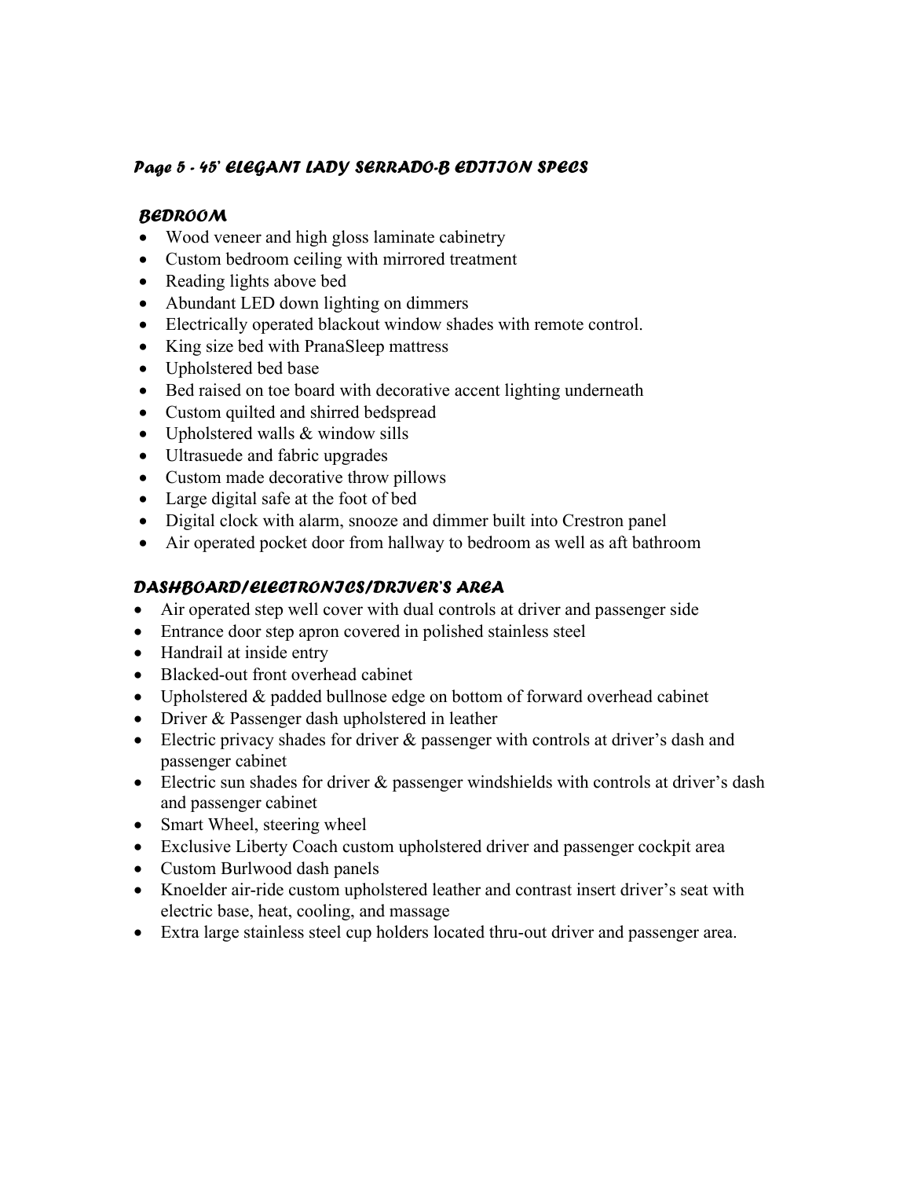## *Page 5 - 45' ELEGANT LADY SERRADO-B EDITION SPECS*

### *BEDROOM*

- Wood veneer and high gloss laminate cabinetry
- Custom bedroom ceiling with mirrored treatment
- Reading lights above bed
- Abundant LED down lighting on dimmers
- Electrically operated blackout window shades with remote control.
- King size bed with PranaSleep mattress
- Upholstered bed base
- Bed raised on toe board with decorative accent lighting underneath
- Custom quilted and shirred bedspread
- Upholstered walls & window sills
- Ultrasuede and fabric upgrades
- Custom made decorative throw pillows
- Large digital safe at the foot of bed
- Digital clock with alarm, snooze and dimmer built into Crestron panel
- Air operated pocket door from hallway to bedroom as well as aft bathroom

### *DASHBOARD/ELECTRONICS/DRIVER'S AREA*

- Air operated step well cover with dual controls at driver and passenger side
- Entrance door step apron covered in polished stainless steel
- Handrail at inside entry
- Blacked-out front overhead cabinet
- Upholstered & padded bullnose edge on bottom of forward overhead cabinet
- Driver & Passenger dash upholstered in leather
- Electric privacy shades for driver & passenger with controls at driver's dash and passenger cabinet
- Electric sun shades for driver & passenger windshields with controls at driver's dash and passenger cabinet
- Smart Wheel, steering wheel
- Exclusive Liberty Coach custom upholstered driver and passenger cockpit area
- Custom Burlwood dash panels
- Knoelder air-ride custom upholstered leather and contrast insert driver's seat with electric base, heat, cooling, and massage
- Extra large stainless steel cup holders located thru-out driver and passenger area.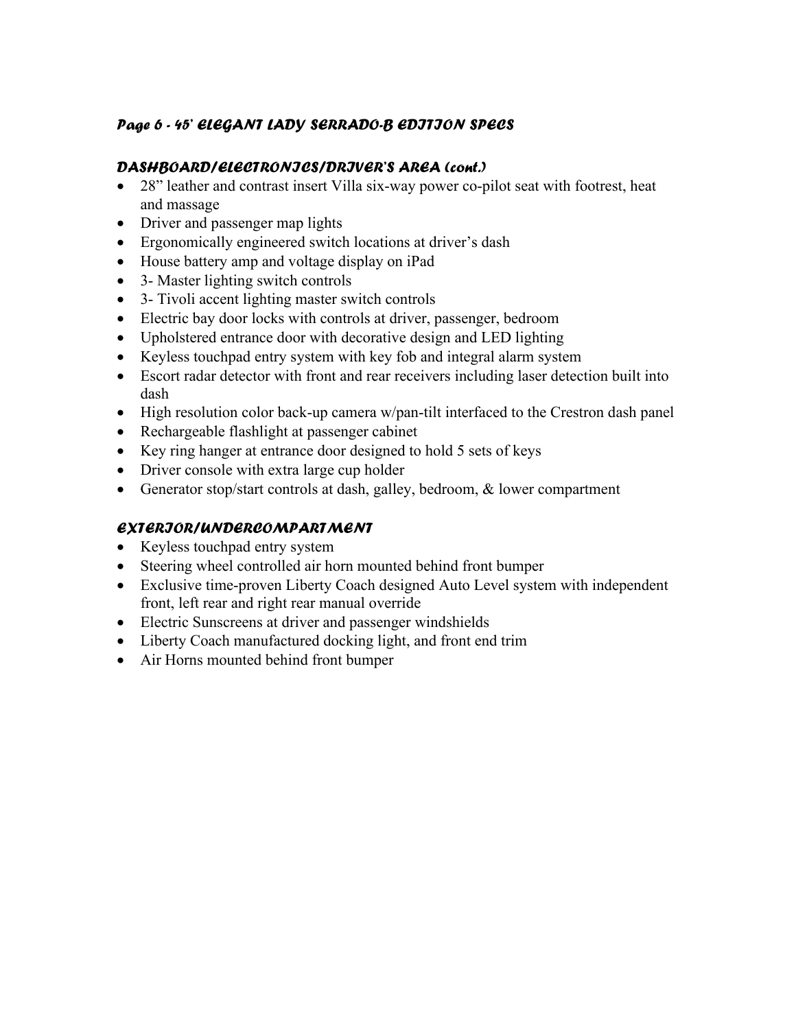### *Page 6 - 45' ELEGANT LADY SERRADO-B EDITION SPECS*

### *DASHBOARD/ELECTRONICS/DRIVER'S AREA (cont.)*

- 28" leather and contrast insert Villa six-way power co-pilot seat with footrest, heat and massage
- Driver and passenger map lights
- Ergonomically engineered switch locations at driver's dash
- House battery amp and voltage display on iPad
- 3- Master lighting switch controls
- 3- Tivoli accent lighting master switch controls
- Electric bay door locks with controls at driver, passenger, bedroom
- Upholstered entrance door with decorative design and LED lighting
- Keyless touchpad entry system with key fob and integral alarm system
- Escort radar detector with front and rear receivers including laser detection built into dash
- High resolution color back-up camera w/pan-tilt interfaced to the Crestron dash panel
- Rechargeable flashlight at passenger cabinet
- Key ring hanger at entrance door designed to hold 5 sets of keys
- Driver console with extra large cup holder
- Generator stop/start controls at dash, galley, bedroom, & lower compartment

### *EXTERIOR/UNDERCOMPARTMENT*

- Keyless touchpad entry system
- Steering wheel controlled air horn mounted behind front bumper
- Exclusive time-proven Liberty Coach designed Auto Level system with independent front, left rear and right rear manual override
- Electric Sunscreens at driver and passenger windshields
- Liberty Coach manufactured docking light, and front end trim
- Air Horns mounted behind front bumper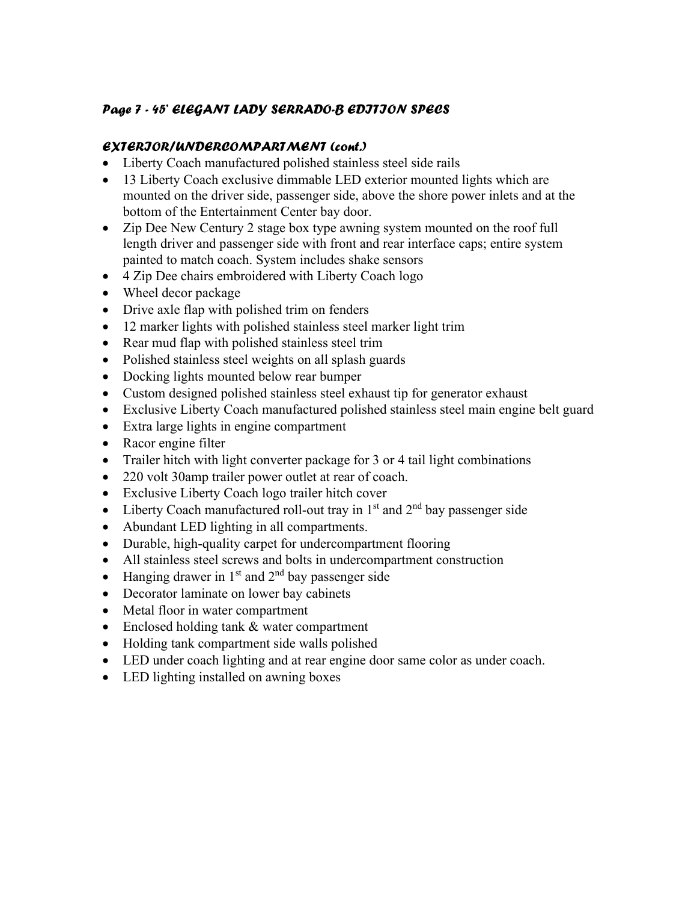### *Page 7 - 45' ELEGANT LADY SERRADO-B EDITION SPECS*

### *EXTERIOR/UNDERCOMPARTMENT (cont.)*

- Liberty Coach manufactured polished stainless steel side rails
- 13 Liberty Coach exclusive dimmable LED exterior mounted lights which are mounted on the driver side, passenger side, above the shore power inlets and at the bottom of the Entertainment Center bay door.
- Zip Dee New Century 2 stage box type awning system mounted on the roof full length driver and passenger side with front and rear interface caps; entire system painted to match coach. System includes shake sensors
- 4 Zip Dee chairs embroidered with Liberty Coach logo
- Wheel decor package
- Drive axle flap with polished trim on fenders
- 12 marker lights with polished stainless steel marker light trim
- Rear mud flap with polished stainless steel trim
- Polished stainless steel weights on all splash guards
- Docking lights mounted below rear bumper
- Custom designed polished stainless steel exhaust tip for generator exhaust
- Exclusive Liberty Coach manufactured polished stainless steel main engine belt guard
- Extra large lights in engine compartment
- Racor engine filter
- Trailer hitch with light converter package for 3 or 4 tail light combinations
- 220 volt 30amp trailer power outlet at rear of coach.
- Exclusive Liberty Coach logo trailer hitch cover
- Liberty Coach manufactured roll-out tray in 1st and 2nd bay passenger side
- Abundant LED lighting in all compartments.
- Durable, high-quality carpet for undercompartment flooring
- All stainless steel screws and bolts in undercompartment construction
- Hanging drawer in 1st and 2nd bay passenger side
- Decorator laminate on lower bay cabinets
- Metal floor in water compartment
- Enclosed holding tank & water compartment
- Holding tank compartment side walls polished
- LED under coach lighting and at rear engine door same color as under coach.
- LED lighting installed on awning boxes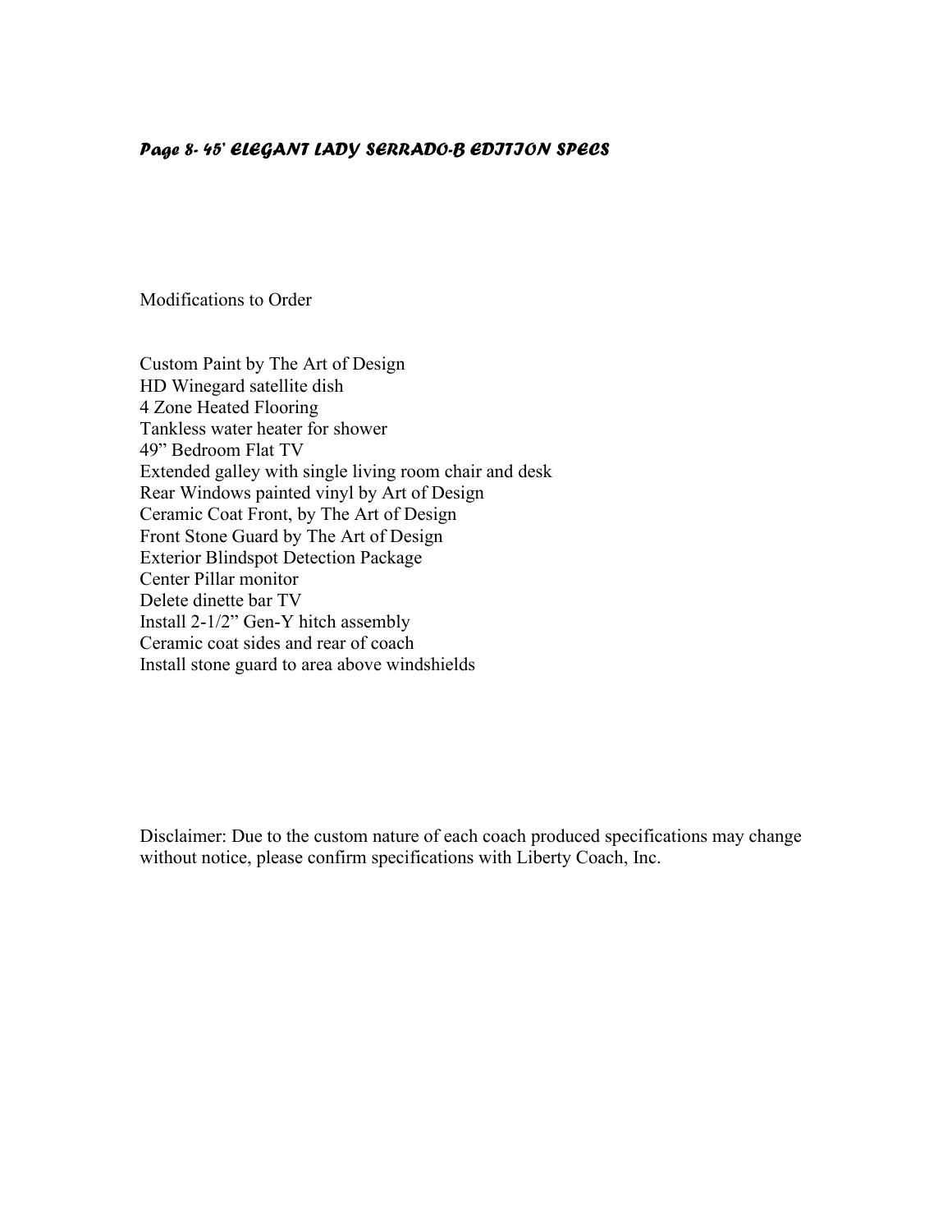Modifications to Order

Custom Paint by The Art of Design
HD Winegard satellite dish
4 Zone Heated Flooring
Tankless water heater for shower
49" Bedroom Flat TV
Extended galley with single living room chair and desk
Rear Windows painted vinyl by Art of Design
Ceramic Coat Front, by The Art of Design
Front Stone Guard by The Art of Design
Exterior Blindspot Detection Package
Center Pillar monitor
Delete dinette bar TV
Install 2-1/2" Gen-Y hitch assembly
Ceramic coat sides and rear of coach
Install stone guard to area above windshields

Disclaimer: Due to the custom nature of each coach produced specifications may change without notice, please confirm specifications with Liberty Coach, Inc.